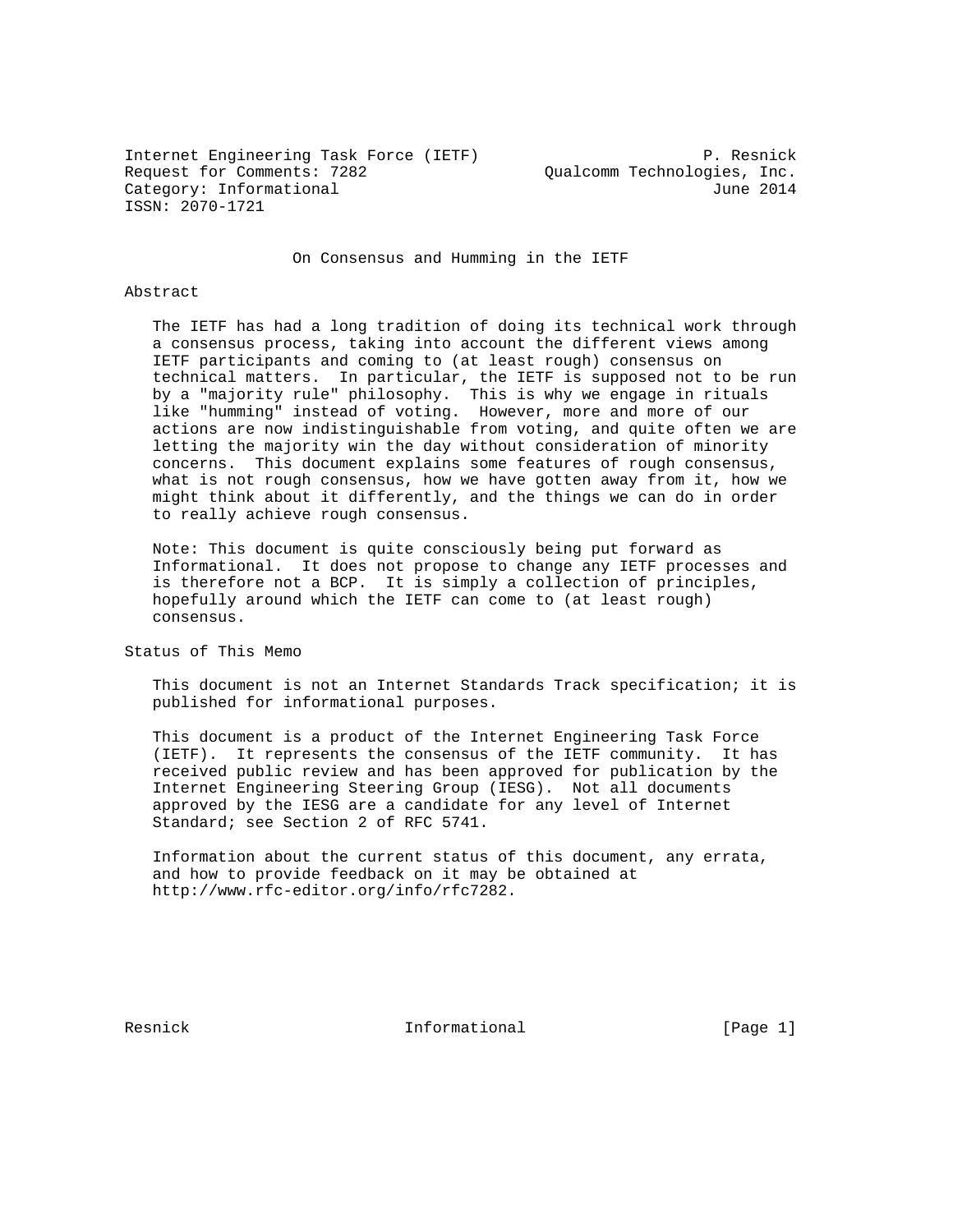Internet Engineering Task Force (IETF) P. Resnick
Request for Comments: 7282 Qualcomm Technologies, Inc.
Category: Informational June 2014
ISSN: 2070-1721

# On Consensus and Humming in the IETF

## Abstract

The IETF has had a long tradition of doing its technical work through a consensus process, taking into account the different views among IETF participants and coming to (at least rough) consensus on technical matters. In particular, the IETF is supposed not to be run by a "majority rule" philosophy. This is why we engage in rituals like "humming" instead of voting. However, more and more of our actions are now indistinguishable from voting, and quite often we are letting the majority win the day without consideration of minority concerns. This document explains some features of rough consensus, what is not rough consensus, how we have gotten away from it, how we might think about it differently, and the things we can do in order to really achieve rough consensus.

Note: This document is quite consciously being put forward as Informational. It does not propose to change any IETF processes and is therefore not a BCP. It is simply a collection of principles, hopefully around which the IETF can come to (at least rough) consensus.

## Status of This Memo

This document is not an Internet Standards Track specification; it is published for informational purposes.

This document is a product of the Internet Engineering Task Force (IETF). It represents the consensus of the IETF community. It has received public review and has been approved for publication by the Internet Engineering Steering Group (IESG). Not all documents approved by the IESG are a candidate for any level of Internet Standard; see Section 2 of RFC 5741.

Information about the current status of this document, any errata, and how to provide feedback on it may be obtained at http://www.rfc-editor.org/info/rfc7282.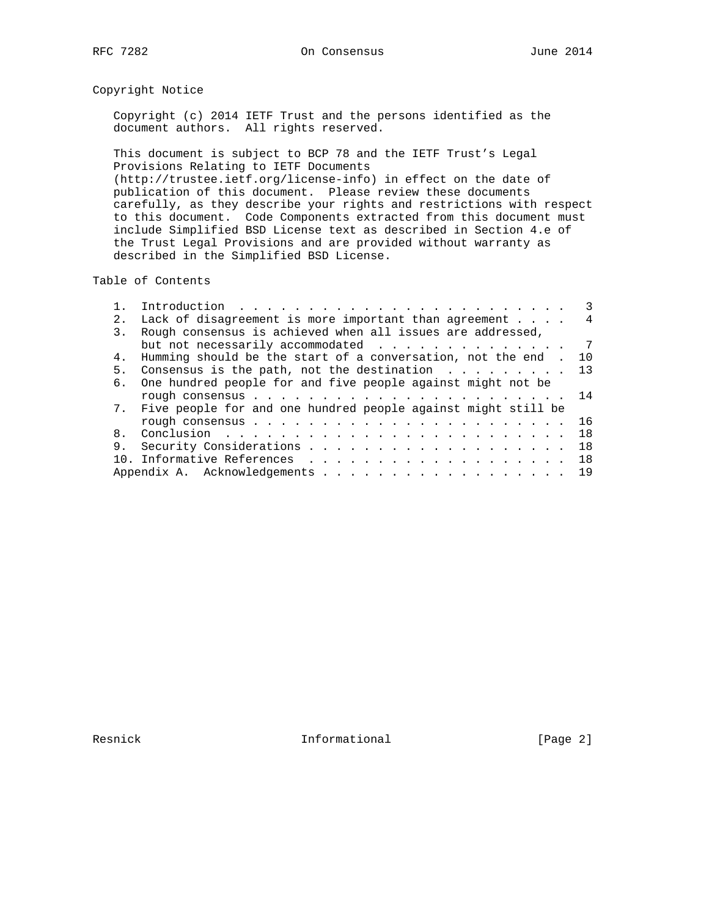## Copyright Notice

Copyright (c) 2014 IETF Trust and the persons identified as the document authors. All rights reserved.

This document is subject to BCP 78 and the IETF Trust's Legal Provisions Relating to IETF Documents (http://trustee.ietf.org/license-info) in effect on the date of publication of this document. Please review these documents carefully, as they describe your rights and restrictions with respect to this document. Code Components extracted from this document must include Simplified BSD License text as described in Section 4.e of the Trust Legal Provisions and are provided without warranty as described in the Simplified BSD License.

## Table of Contents

```
   1.  Introduction . . . . . . . . . . . . . . . . . . . . . . . .   3
   2.  Lack of disagreement is more important than agreement . . . .   4
   3.  Rough consensus is achieved when all issues are addressed,
       but not necessarily accommodated  . . . . . . . . . . . . . .   7
   4.  Humming should be the start of a conversation, not the end  .  10
   5.  Consensus is the path, not the destination  . . . . . . . . .  13
   6.  One hundred people for and five people against might not be
       rough consensus . . . . . . . . . . . . . . . . . . . . . . .  14
   7.  Five people for and one hundred people against might still be
       rough consensus . . . . . . . . . . . . . . . . . . . . . . .  16
   8.  Conclusion  . . . . . . . . . . . . . . . . . . . . . . . . .  18
   9.  Security Considerations . . . . . . . . . . . . . . . . . . .  18
   10. Informative References  . . . . . . . . . . . . . . . . . . .  18
   Appendix A.  Acknowledgements . . . . . . . . . . . . . . . . . .  19
```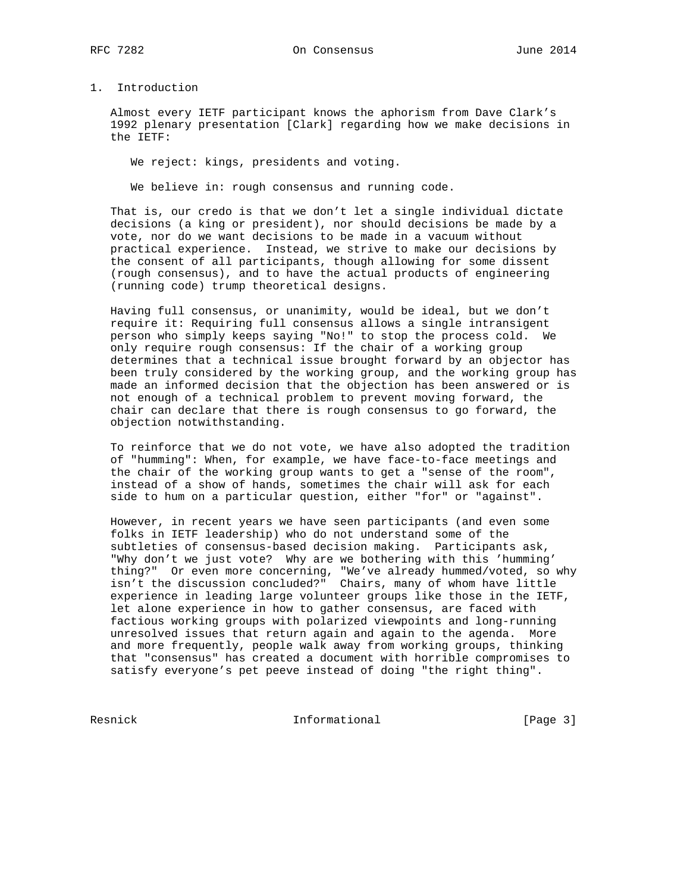## 1. Introduction

Almost every IETF participant knows the aphorism from Dave Clark's 1992 plenary presentation [Clark] regarding how we make decisions in the IETF:

> We reject: kings, presidents and voting.
>
> We believe in: rough consensus and running code.

That is, our credo is that we don't let a single individual dictate decisions (a king or president), nor should decisions be made by a vote, nor do we want decisions to be made in a vacuum without practical experience. Instead, we strive to make our decisions by the consent of all participants, though allowing for some dissent (rough consensus), and to have the actual products of engineering (running code) trump theoretical designs.

Having full consensus, or unanimity, would be ideal, but we don't require it: Requiring full consensus allows a single intransigent person who simply keeps saying "No!" to stop the process cold. We only require rough consensus: If the chair of a working group determines that a technical issue brought forward by an objector has been truly considered by the working group, and the working group has made an informed decision that the objection has been answered or is not enough of a technical problem to prevent moving forward, the chair can declare that there is rough consensus to go forward, the objection notwithstanding.

To reinforce that we do not vote, we have also adopted the tradition of "humming": When, for example, we have face-to-face meetings and the chair of the working group wants to get a "sense of the room", instead of a show of hands, sometimes the chair will ask for each side to hum on a particular question, either "for" or "against".

However, in recent years we have seen participants (and even some folks in IETF leadership) who do not understand some of the subtleties of consensus-based decision making. Participants ask, "Why don't we just vote? Why are we bothering with this 'humming' thing?" Or even more concerning, "We've already hummed/voted, so why isn't the discussion concluded?" Chairs, many of whom have little experience in leading large volunteer groups like those in the IETF, let alone experience in how to gather consensus, are faced with factious working groups with polarized viewpoints and long-running unresolved issues that return again and again to the agenda. More and more frequently, people walk away from working groups, thinking that "consensus" has created a document with horrible compromises to satisfy everyone's pet peeve instead of doing "the right thing".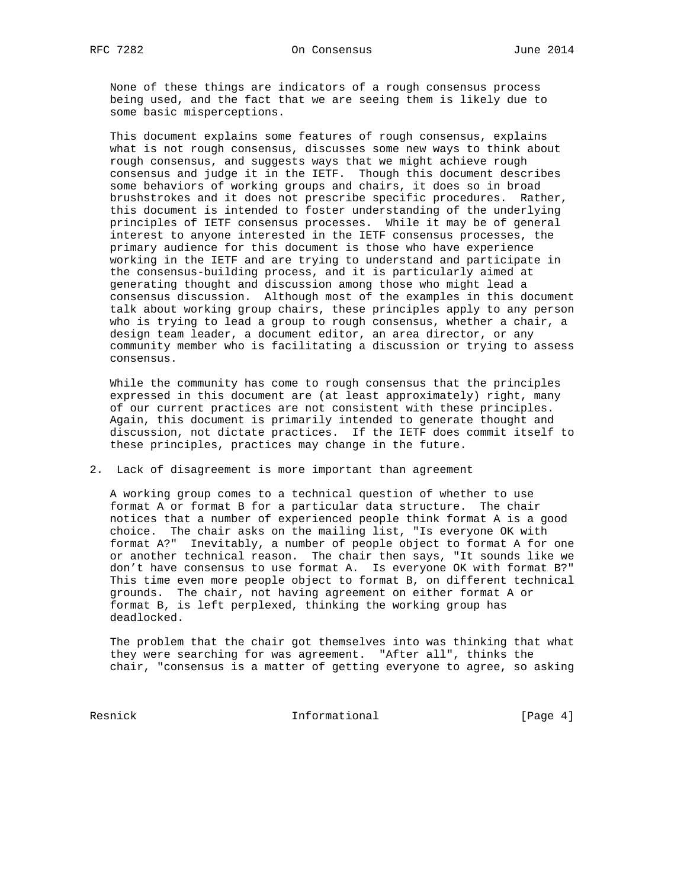None of these things are indicators of a rough consensus process being used, and the fact that we are seeing them is likely due to some basic misperceptions.

This document explains some features of rough consensus, explains what is not rough consensus, discusses some new ways to think about rough consensus, and suggests ways that we might achieve rough consensus and judge it in the IETF. Though this document describes some behaviors of working groups and chairs, it does so in broad brushstrokes and it does not prescribe specific procedures. Rather, this document is intended to foster understanding of the underlying principles of IETF consensus processes. While it may be of general interest to anyone interested in the IETF consensus processes, the primary audience for this document is those who have experience working in the IETF and are trying to understand and participate in the consensus-building process, and it is particularly aimed at generating thought and discussion among those who might lead a consensus discussion. Although most of the examples in this document talk about working group chairs, these principles apply to any person who is trying to lead a group to rough consensus, whether a chair, a design team leader, a document editor, an area director, or any community member who is facilitating a discussion or trying to assess consensus.

While the community has come to rough consensus that the principles expressed in this document are (at least approximately) right, many of our current practices are not consistent with these principles. Again, this document is primarily intended to generate thought and discussion, not dictate practices. If the IETF does commit itself to these principles, practices may change in the future.

## 2. Lack of disagreement is more important than agreement

A working group comes to a technical question of whether to use format A or format B for a particular data structure. The chair notices that a number of experienced people think format A is a good choice. The chair asks on the mailing list, "Is everyone OK with format A?" Inevitably, a number of people object to format A for one or another technical reason. The chair then says, "It sounds like we don't have consensus to use format A. Is everyone OK with format B?" This time even more people object to format B, on different technical grounds. The chair, not having agreement on either format A or format B, is left perplexed, thinking the working group has deadlocked.

The problem that the chair got themselves into was thinking that what they were searching for was agreement. "After all", thinks the chair, "consensus is a matter of getting everyone to agree, so asking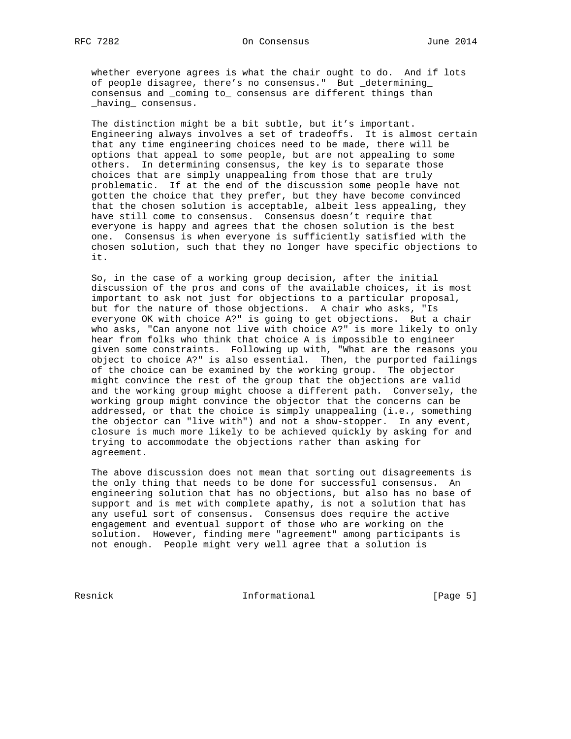whether everyone agrees is what the chair ought to do. And if lots of people disagree, there's no consensus." But _determining_ consensus and _coming to_ consensus are different things than _having_ consensus.

The distinction might be a bit subtle, but it's important. Engineering always involves a set of tradeoffs. It is almost certain that any time engineering choices need to be made, there will be options that appeal to some people, but are not appealing to some others. In determining consensus, the key is to separate those choices that are simply unappealing from those that are truly problematic. If at the end of the discussion some people have not gotten the choice that they prefer, but they have become convinced that the chosen solution is acceptable, albeit less appealing, they have still come to consensus. Consensus doesn't require that everyone is happy and agrees that the chosen solution is the best one. Consensus is when everyone is sufficiently satisfied with the chosen solution, such that they no longer have specific objections to it.

So, in the case of a working group decision, after the initial discussion of the pros and cons of the available choices, it is most important to ask not just for objections to a particular proposal, but for the nature of those objections. A chair who asks, "Is everyone OK with choice A?" is going to get objections. But a chair who asks, "Can anyone not live with choice A?" is more likely to only hear from folks who think that choice A is impossible to engineer given some constraints. Following up with, "What are the reasons you object to choice A?" is also essential. Then, the purported failings of the choice can be examined by the working group. The objector might convince the rest of the group that the objections are valid and the working group might choose a different path. Conversely, the working group might convince the objector that the concerns can be addressed, or that the choice is simply unappealing (i.e., something the objector can "live with") and not a show-stopper. In any event, closure is much more likely to be achieved quickly by asking for and trying to accommodate the objections rather than asking for agreement.

The above discussion does not mean that sorting out disagreements is the only thing that needs to be done for successful consensus. An engineering solution that has no objections, but also has no base of support and is met with complete apathy, is not a solution that has any useful sort of consensus. Consensus does require the active engagement and eventual support of those who are working on the solution. However, finding mere "agreement" among participants is not enough. People might very well agree that a solution is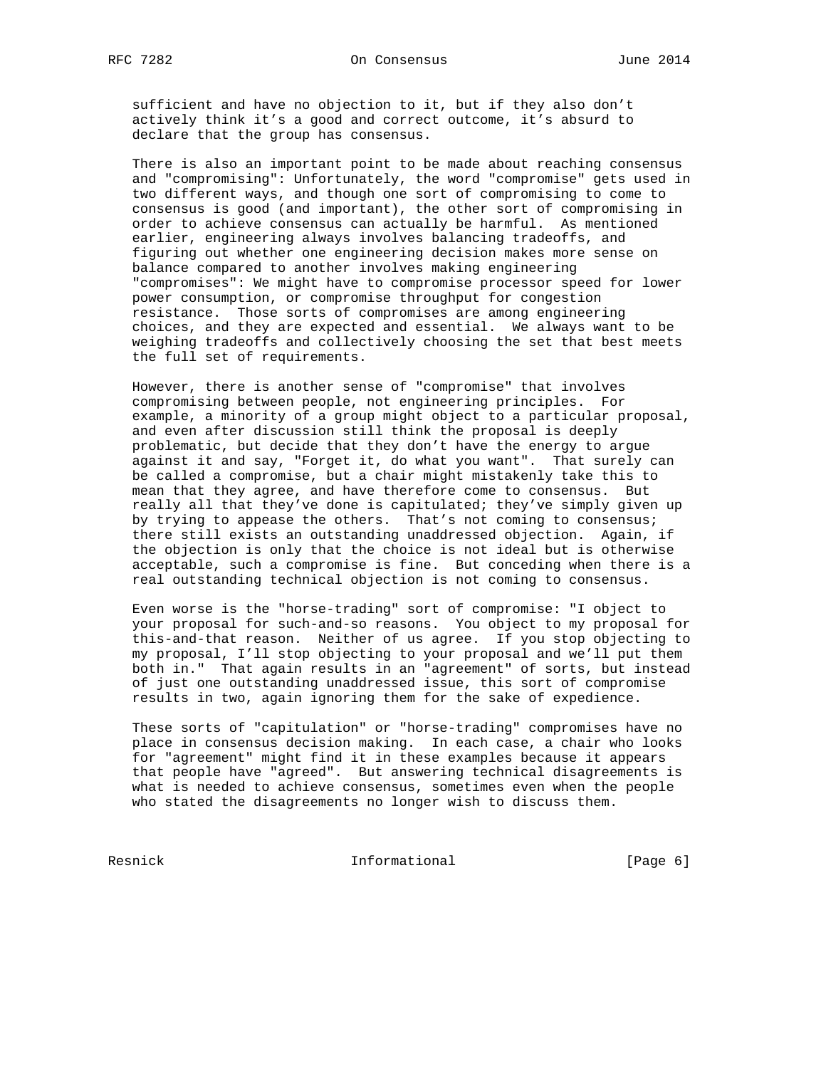sufficient and have no objection to it, but if they also don't actively think it's a good and correct outcome, it's absurd to declare that the group has consensus.

There is also an important point to be made about reaching consensus and "compromising": Unfortunately, the word "compromise" gets used in two different ways, and though one sort of compromising to come to consensus is good (and important), the other sort of compromising in order to achieve consensus can actually be harmful. As mentioned earlier, engineering always involves balancing tradeoffs, and figuring out whether one engineering decision makes more sense on balance compared to another involves making engineering "compromises": We might have to compromise processor speed for lower power consumption, or compromise throughput for congestion resistance. Those sorts of compromises are among engineering choices, and they are expected and essential. We always want to be weighing tradeoffs and collectively choosing the set that best meets the full set of requirements.

However, there is another sense of "compromise" that involves compromising between people, not engineering principles. For example, a minority of a group might object to a particular proposal, and even after discussion still think the proposal is deeply problematic, but decide that they don't have the energy to argue against it and say, "Forget it, do what you want". That surely can be called a compromise, but a chair might mistakenly take this to mean that they agree, and have therefore come to consensus. But really all that they've done is capitulated; they've simply given up by trying to appease the others. That's not coming to consensus; there still exists an outstanding unaddressed objection. Again, if the objection is only that the choice is not ideal but is otherwise acceptable, such a compromise is fine. But conceding when there is a real outstanding technical objection is not coming to consensus.

Even worse is the "horse-trading" sort of compromise: "I object to your proposal for such-and-so reasons. You object to my proposal for this-and-that reason. Neither of us agree. If you stop objecting to my proposal, I'll stop objecting to your proposal and we'll put them both in." That again results in an "agreement" of sorts, but instead of just one outstanding unaddressed issue, this sort of compromise results in two, again ignoring them for the sake of expedience.

These sorts of "capitulation" or "horse-trading" compromises have no place in consensus decision making. In each case, a chair who looks for "agreement" might find it in these examples because it appears that people have "agreed". But answering technical disagreements is what is needed to achieve consensus, sometimes even when the people who stated the disagreements no longer wish to discuss them.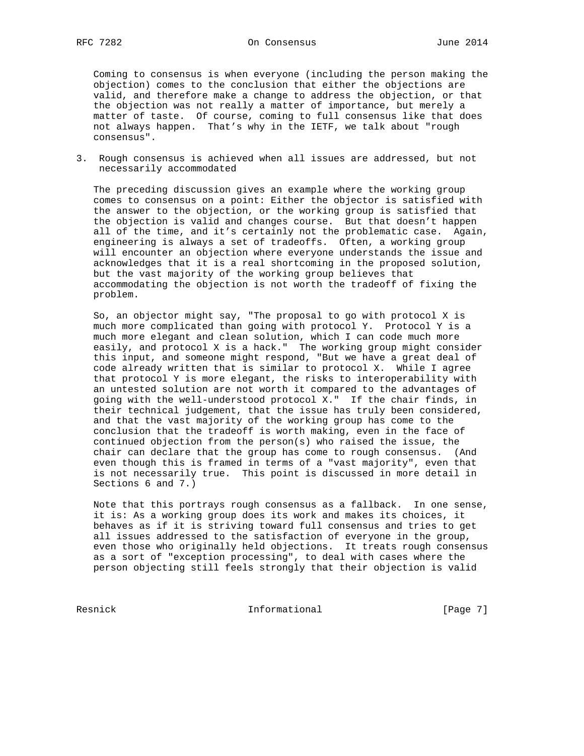Coming to consensus is when everyone (including the person making the objection) comes to the conclusion that either the objections are valid, and therefore make a change to address the objection, or that the objection was not really a matter of importance, but merely a matter of taste. Of course, coming to full consensus like that does not always happen. That's why in the IETF, we talk about "rough consensus".

## 3. Rough consensus is achieved when all issues are addressed, but not necessarily accommodated

The preceding discussion gives an example where the working group comes to consensus on a point: Either the objector is satisfied with the answer to the objection, or the working group is satisfied that the objection is valid and changes course. But that doesn't happen all of the time, and it's certainly not the problematic case. Again, engineering is always a set of tradeoffs. Often, a working group will encounter an objection where everyone understands the issue and acknowledges that it is a real shortcoming in the proposed solution, but the vast majority of the working group believes that accommodating the objection is not worth the tradeoff of fixing the problem.

So, an objector might say, "The proposal to go with protocol X is much more complicated than going with protocol Y. Protocol Y is a much more elegant and clean solution, which I can code much more easily, and protocol X is a hack." The working group might consider this input, and someone might respond, "But we have a great deal of code already written that is similar to protocol X. While I agree that protocol Y is more elegant, the risks to interoperability with an untested solution are not worth it compared to the advantages of going with the well-understood protocol X." If the chair finds, in their technical judgement, that the issue has truly been considered, and that the vast majority of the working group has come to the conclusion that the tradeoff is worth making, even in the face of continued objection from the person(s) who raised the issue, the chair can declare that the group has come to rough consensus. (And even though this is framed in terms of a "vast majority", even that is not necessarily true. This point is discussed in more detail in Sections 6 and 7.)

Note that this portrays rough consensus as a fallback. In one sense, it is: As a working group does its work and makes its choices, it behaves as if it is striving toward full consensus and tries to get all issues addressed to the satisfaction of everyone in the group, even those who originally held objections. It treats rough consensus as a sort of "exception processing", to deal with cases where the person objecting still feels strongly that their objection is valid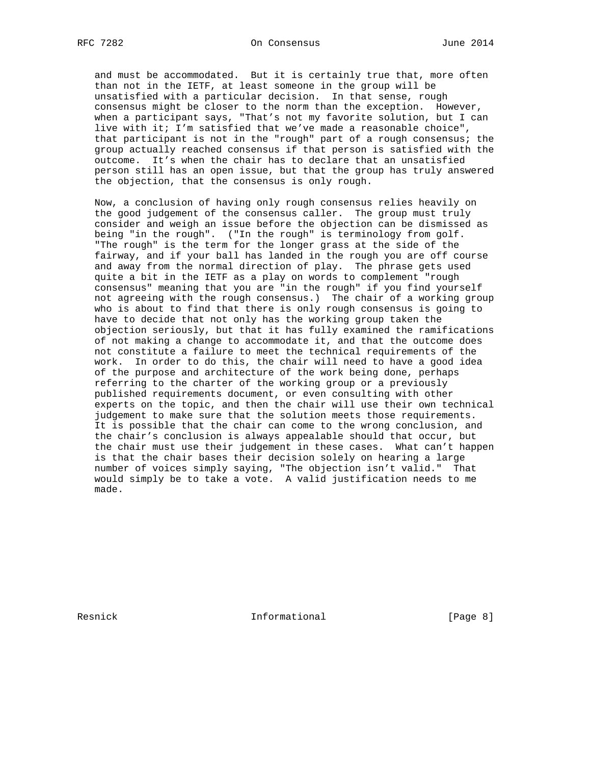and must be accommodated. But it is certainly true that, more often than not in the IETF, at least someone in the group will be unsatisfied with a particular decision. In that sense, rough consensus might be closer to the norm than the exception. However, when a participant says, "That's not my favorite solution, but I can live with it; I'm satisfied that we've made a reasonable choice", that participant is not in the "rough" part of a rough consensus; the group actually reached consensus if that person is satisfied with the outcome. It's when the chair has to declare that an unsatisfied person still has an open issue, but that the group has truly answered the objection, that the consensus is only rough.

Now, a conclusion of having only rough consensus relies heavily on the good judgement of the consensus caller. The group must truly consider and weigh an issue before the objection can be dismissed as being "in the rough". ("In the rough" is terminology from golf. "The rough" is the term for the longer grass at the side of the fairway, and if your ball has landed in the rough you are off course and away from the normal direction of play. The phrase gets used quite a bit in the IETF as a play on words to complement "rough consensus" meaning that you are "in the rough" if you find yourself not agreeing with the rough consensus.) The chair of a working group who is about to find that there is only rough consensus is going to have to decide that not only has the working group taken the objection seriously, but that it has fully examined the ramifications of not making a change to accommodate it, and that the outcome does not constitute a failure to meet the technical requirements of the work. In order to do this, the chair will need to have a good idea of the purpose and architecture of the work being done, perhaps referring to the charter of the working group or a previously published requirements document, or even consulting with other experts on the topic, and then the chair will use their own technical judgement to make sure that the solution meets those requirements. It is possible that the chair can come to the wrong conclusion, and the chair's conclusion is always appealable should that occur, but the chair must use their judgement in these cases. What can't happen is that the chair bases their decision solely on hearing a large number of voices simply saying, "The objection isn't valid." That would simply be to take a vote. A valid justification needs to me made.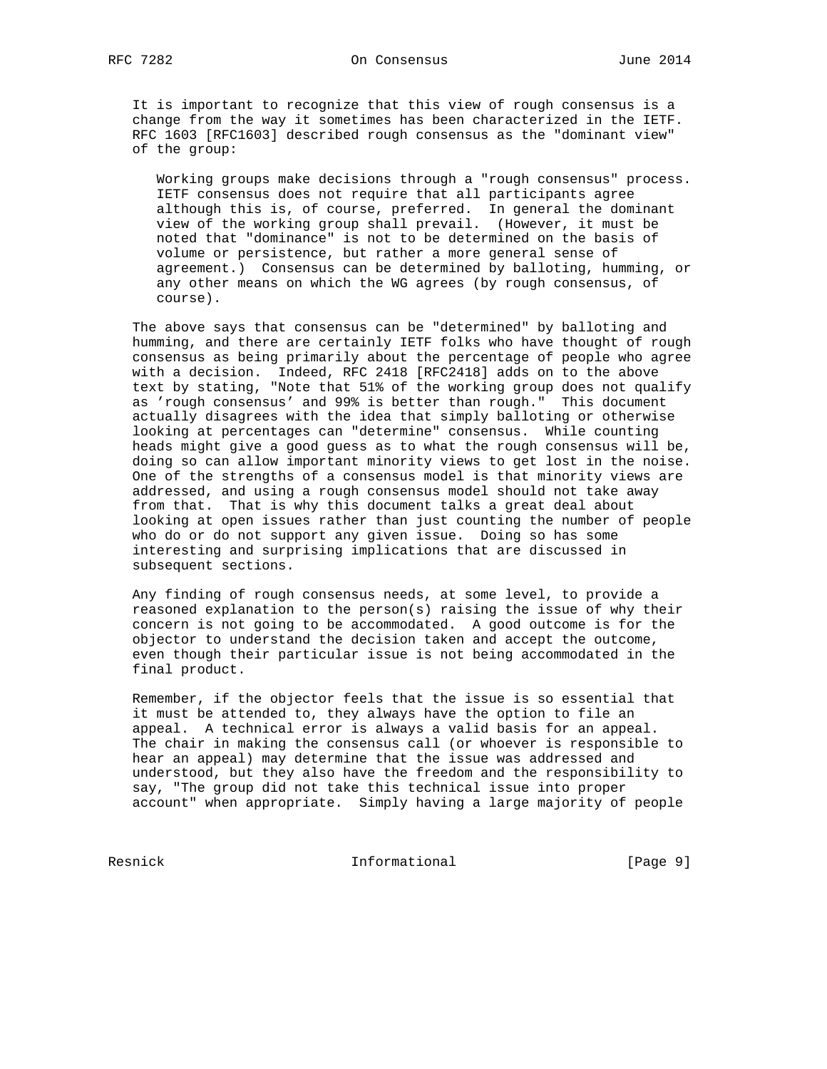It is important to recognize that this view of rough consensus is a change from the way it sometimes has been characterized in the IETF. RFC 1603 [RFC1603] described rough consensus as the "dominant view" of the group:

> Working groups make decisions through a "rough consensus" process. IETF consensus does not require that all participants agree although this is, of course, preferred. In general the dominant view of the working group shall prevail. (However, it must be noted that "dominance" is not to be determined on the basis of volume or persistence, but rather a more general sense of agreement.) Consensus can be determined by balloting, humming, or any other means on which the WG agrees (by rough consensus, of course).

The above says that consensus can be "determined" by balloting and humming, and there are certainly IETF folks who have thought of rough consensus as being primarily about the percentage of people who agree with a decision. Indeed, RFC 2418 [RFC2418] adds on to the above text by stating, "Note that 51% of the working group does not qualify as 'rough consensus' and 99% is better than rough." This document actually disagrees with the idea that simply balloting or otherwise looking at percentages can "determine" consensus. While counting heads might give a good guess as to what the rough consensus will be, doing so can allow important minority views to get lost in the noise. One of the strengths of a consensus model is that minority views are addressed, and using a rough consensus model should not take away from that. That is why this document talks a great deal about looking at open issues rather than just counting the number of people who do or do not support any given issue. Doing so has some interesting and surprising implications that are discussed in subsequent sections.

Any finding of rough consensus needs, at some level, to provide a reasoned explanation to the person(s) raising the issue of why their concern is not going to be accommodated. A good outcome is for the objector to understand the decision taken and accept the outcome, even though their particular issue is not being accommodated in the final product.

Remember, if the objector feels that the issue is so essential that it must be attended to, they always have the option to file an appeal. A technical error is always a valid basis for an appeal. The chair in making the consensus call (or whoever is responsible to hear an appeal) may determine that the issue was addressed and understood, but they also have the freedom and the responsibility to say, "The group did not take this technical issue into proper account" when appropriate. Simply having a large majority of people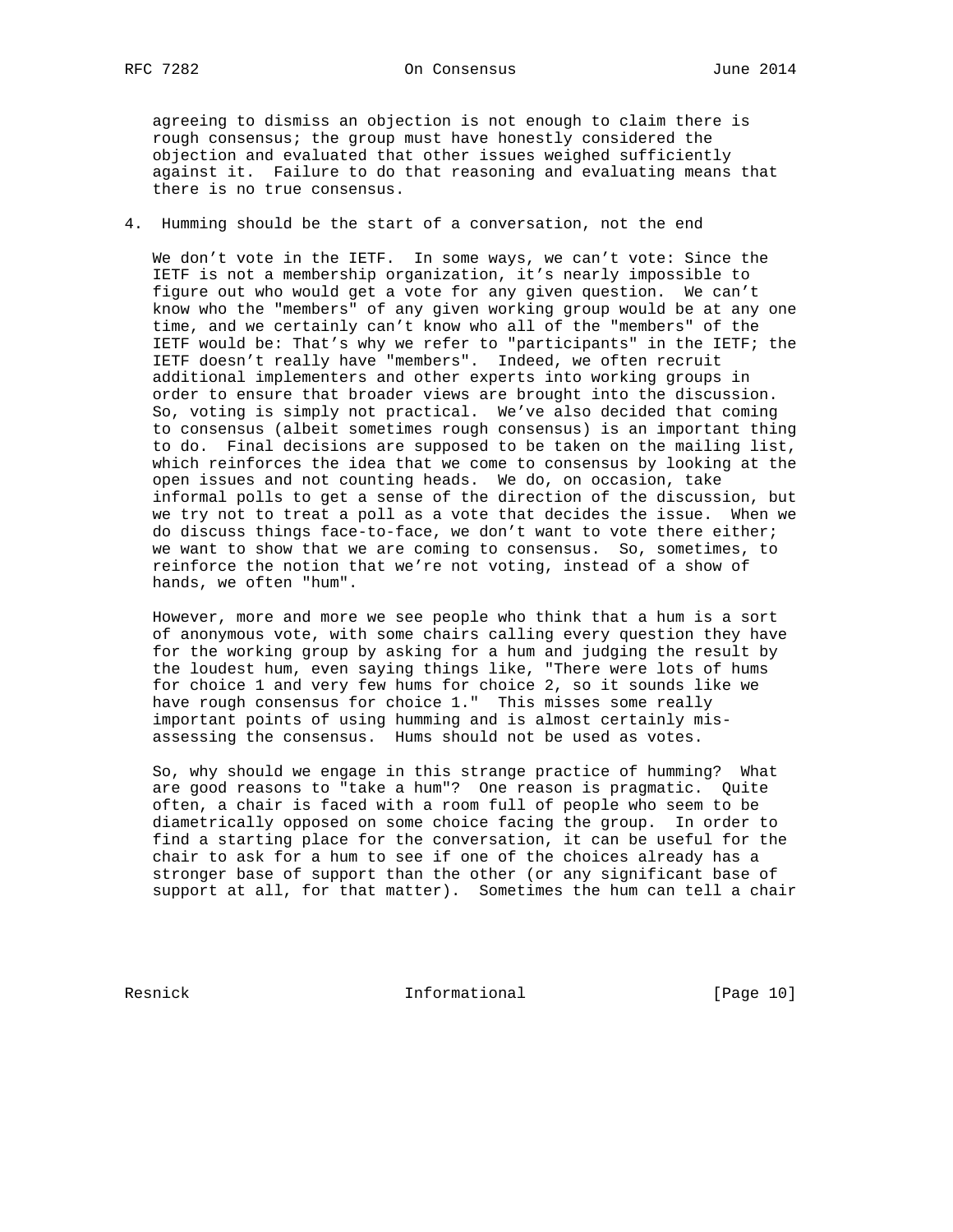agreeing to dismiss an objection is not enough to claim there is rough consensus; the group must have honestly considered the objection and evaluated that other issues weighed sufficiently against it. Failure to do that reasoning and evaluating means that there is no true consensus.

## 4. Humming should be the start of a conversation, not the end

We don't vote in the IETF. In some ways, we can't vote: Since the IETF is not a membership organization, it's nearly impossible to figure out who would get a vote for any given question. We can't know who the "members" of any given working group would be at any one time, and we certainly can't know who all of the "members" of the IETF would be: That's why we refer to "participants" in the IETF; the IETF doesn't really have "members". Indeed, we often recruit additional implementers and other experts into working groups in order to ensure that broader views are brought into the discussion. So, voting is simply not practical. We've also decided that coming to consensus (albeit sometimes rough consensus) is an important thing to do. Final decisions are supposed to be taken on the mailing list, which reinforces the idea that we come to consensus by looking at the open issues and not counting heads. We do, on occasion, take informal polls to get a sense of the direction of the discussion, but we try not to treat a poll as a vote that decides the issue. When we do discuss things face-to-face, we don't want to vote there either; we want to show that we are coming to consensus. So, sometimes, to reinforce the notion that we're not voting, instead of a show of hands, we often "hum".

However, more and more we see people who think that a hum is a sort of anonymous vote, with some chairs calling every question they have for the working group by asking for a hum and judging the result by the loudest hum, even saying things like, "There were lots of hums for choice 1 and very few hums for choice 2, so it sounds like we have rough consensus for choice 1." This misses some really important points of using humming and is almost certainly mis-assessing the consensus. Hums should not be used as votes.

So, why should we engage in this strange practice of humming? What are good reasons to "take a hum"? One reason is pragmatic. Quite often, a chair is faced with a room full of people who seem to be diametrically opposed on some choice facing the group. In order to find a starting place for the conversation, it can be useful for the chair to ask for a hum to see if one of the choices already has a stronger base of support than the other (or any significant base of support at all, for that matter). Sometimes the hum can tell a chair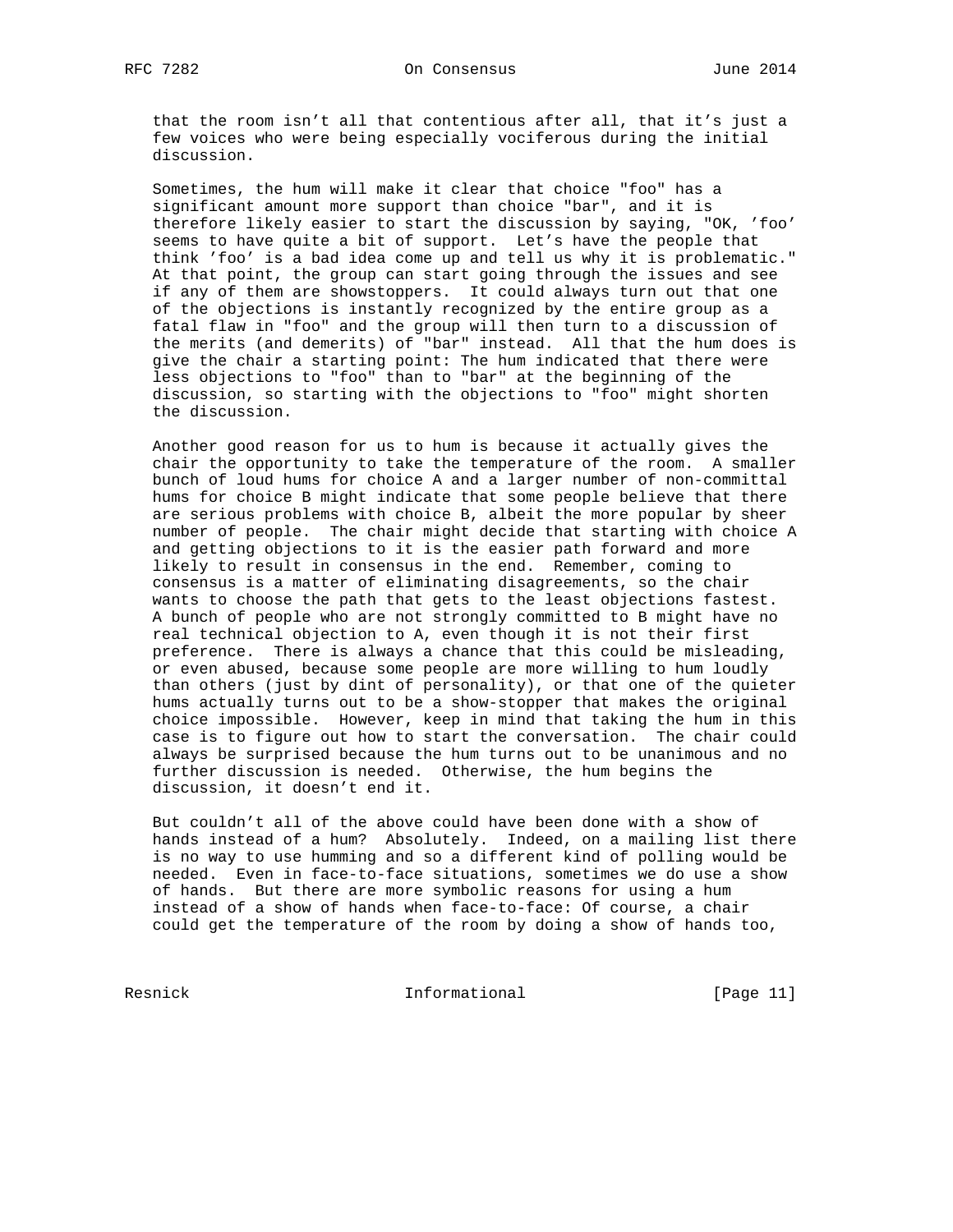that the room isn't all that contentious after all, that it's just a few voices who were being especially vociferous during the initial discussion.

Sometimes, the hum will make it clear that choice "foo" has a significant amount more support than choice "bar", and it is therefore likely easier to start the discussion by saying, "OK, 'foo' seems to have quite a bit of support. Let's have the people that think 'foo' is a bad idea come up and tell us why it is problematic." At that point, the group can start going through the issues and see if any of them are showstoppers. It could always turn out that one of the objections is instantly recognized by the entire group as a fatal flaw in "foo" and the group will then turn to a discussion of the merits (and demerits) of "bar" instead. All that the hum does is give the chair a starting point: The hum indicated that there were less objections to "foo" than to "bar" at the beginning of the discussion, so starting with the objections to "foo" might shorten the discussion.

Another good reason for us to hum is because it actually gives the chair the opportunity to take the temperature of the room. A smaller bunch of loud hums for choice A and a larger number of non-committal hums for choice B might indicate that some people believe that there are serious problems with choice B, albeit the more popular by sheer number of people. The chair might decide that starting with choice A and getting objections to it is the easier path forward and more likely to result in consensus in the end. Remember, coming to consensus is a matter of eliminating disagreements, so the chair wants to choose the path that gets to the least objections fastest. A bunch of people who are not strongly committed to B might have no real technical objection to A, even though it is not their first preference. There is always a chance that this could be misleading, or even abused, because some people are more willing to hum loudly than others (just by dint of personality), or that one of the quieter hums actually turns out to be a show-stopper that makes the original choice impossible. However, keep in mind that taking the hum in this case is to figure out how to start the conversation. The chair could always be surprised because the hum turns out to be unanimous and no further discussion is needed. Otherwise, the hum begins the discussion, it doesn't end it.

But couldn't all of the above could have been done with a show of hands instead of a hum? Absolutely. Indeed, on a mailing list there is no way to use humming and so a different kind of polling would be needed. Even in face-to-face situations, sometimes we do use a show of hands. But there are more symbolic reasons for using a hum instead of a show of hands when face-to-face: Of course, a chair could get the temperature of the room by doing a show of hands too,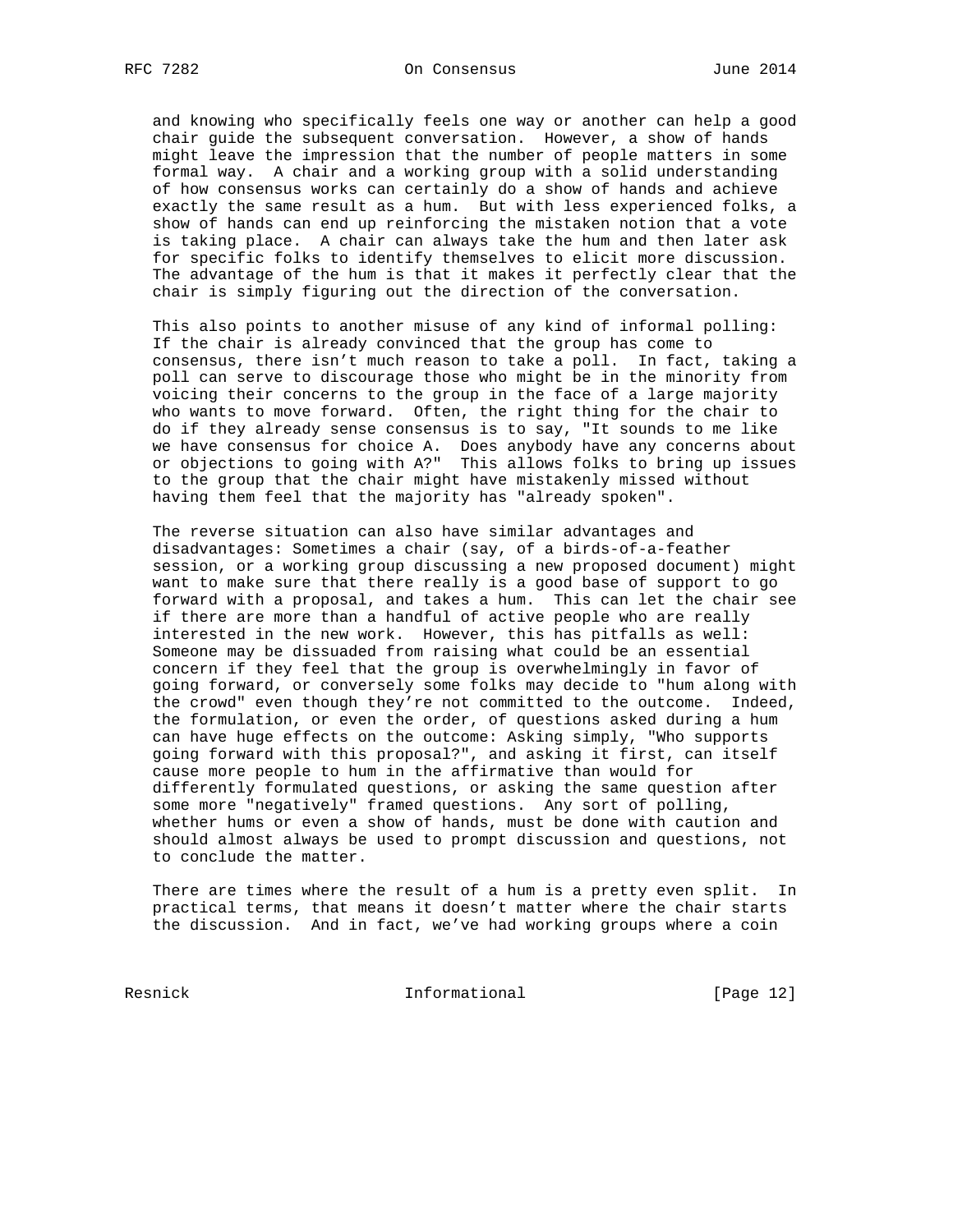and knowing who specifically feels one way or another can help a good chair guide the subsequent conversation. However, a show of hands might leave the impression that the number of people matters in some formal way. A chair and a working group with a solid understanding of how consensus works can certainly do a show of hands and achieve exactly the same result as a hum. But with less experienced folks, a show of hands can end up reinforcing the mistaken notion that a vote is taking place. A chair can always take the hum and then later ask for specific folks to identify themselves to elicit more discussion. The advantage of the hum is that it makes it perfectly clear that the chair is simply figuring out the direction of the conversation.

This also points to another misuse of any kind of informal polling: If the chair is already convinced that the group has come to consensus, there isn't much reason to take a poll. In fact, taking a poll can serve to discourage those who might be in the minority from voicing their concerns to the group in the face of a large majority who wants to move forward. Often, the right thing for the chair to do if they already sense consensus is to say, "It sounds to me like we have consensus for choice A. Does anybody have any concerns about or objections to going with A?" This allows folks to bring up issues to the group that the chair might have mistakenly missed without having them feel that the majority has "already spoken".

The reverse situation can also have similar advantages and disadvantages: Sometimes a chair (say, of a birds-of-a-feather session, or a working group discussing a new proposed document) might want to make sure that there really is a good base of support to go forward with a proposal, and takes a hum. This can let the chair see if there are more than a handful of active people who are really interested in the new work. However, this has pitfalls as well: Someone may be dissuaded from raising what could be an essential concern if they feel that the group is overwhelmingly in favor of going forward, or conversely some folks may decide to "hum along with the crowd" even though they're not committed to the outcome. Indeed, the formulation, or even the order, of questions asked during a hum can have huge effects on the outcome: Asking simply, "Who supports going forward with this proposal?", and asking it first, can itself cause more people to hum in the affirmative than would for differently formulated questions, or asking the same question after some more "negatively" framed questions. Any sort of polling, whether hums or even a show of hands, must be done with caution and should almost always be used to prompt discussion and questions, not to conclude the matter.

There are times where the result of a hum is a pretty even split. In practical terms, that means it doesn't matter where the chair starts the discussion. And in fact, we've had working groups where a coin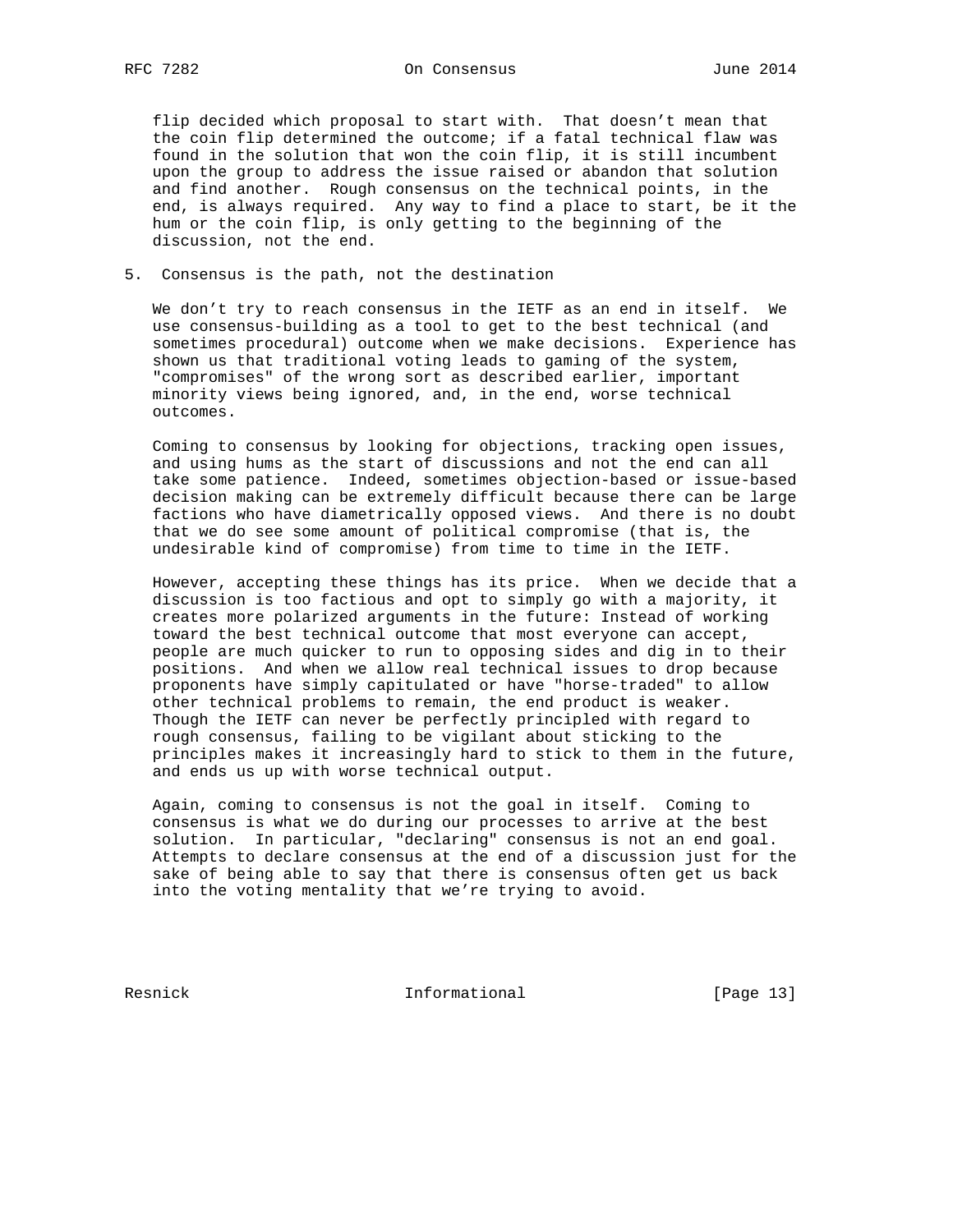flip decided which proposal to start with. That doesn't mean that the coin flip determined the outcome; if a fatal technical flaw was found in the solution that won the coin flip, it is still incumbent upon the group to address the issue raised or abandon that solution and find another. Rough consensus on the technical points, in the end, is always required. Any way to find a place to start, be it the hum or the coin flip, is only getting to the beginning of the discussion, not the end.

## 5. Consensus is the path, not the destination

We don't try to reach consensus in the IETF as an end in itself. We use consensus-building as a tool to get to the best technical (and sometimes procedural) outcome when we make decisions. Experience has shown us that traditional voting leads to gaming of the system, "compromises" of the wrong sort as described earlier, important minority views being ignored, and, in the end, worse technical outcomes.

Coming to consensus by looking for objections, tracking open issues, and using hums as the start of discussions and not the end can all take some patience. Indeed, sometimes objection-based or issue-based decision making can be extremely difficult because there can be large factions who have diametrically opposed views. And there is no doubt that we do see some amount of political compromise (that is, the undesirable kind of compromise) from time to time in the IETF.

However, accepting these things has its price. When we decide that a discussion is too factious and opt to simply go with a majority, it creates more polarized arguments in the future: Instead of working toward the best technical outcome that most everyone can accept, people are much quicker to run to opposing sides and dig in to their positions. And when we allow real technical issues to drop because proponents have simply capitulated or have "horse-traded" to allow other technical problems to remain, the end product is weaker. Though the IETF can never be perfectly principled with regard to rough consensus, failing to be vigilant about sticking to the principles makes it increasingly hard to stick to them in the future, and ends us up with worse technical output.

Again, coming to consensus is not the goal in itself. Coming to consensus is what we do during our processes to arrive at the best solution. In particular, "declaring" consensus is not an end goal. Attempts to declare consensus at the end of a discussion just for the sake of being able to say that there is consensus often get us back into the voting mentality that we're trying to avoid.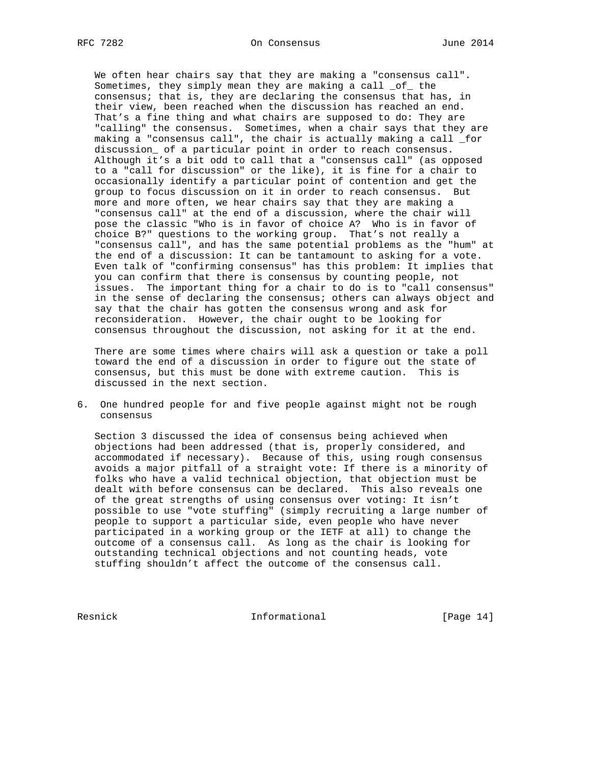We often hear chairs say that they are making a "consensus call". Sometimes, they simply mean they are making a call _of_ the consensus; that is, they are declaring the consensus that has, in their view, been reached when the discussion has reached an end. That's a fine thing and what chairs are supposed to do: They are "calling" the consensus. Sometimes, when a chair says that they are making a "consensus call", the chair is actually making a call _for discussion_ of a particular point in order to reach consensus. Although it's a bit odd to call that a "consensus call" (as opposed to a "call for discussion" or the like), it is fine for a chair to occasionally identify a particular point of contention and get the group to focus discussion on it in order to reach consensus. But more and more often, we hear chairs say that they are making a "consensus call" at the end of a discussion, where the chair will pose the classic "Who is in favor of choice A? Who is in favor of choice B?" questions to the working group. That's not really a "consensus call", and has the same potential problems as the "hum" at the end of a discussion: It can be tantamount to asking for a vote. Even talk of "confirming consensus" has this problem: It implies that you can confirm that there is consensus by counting people, not issues. The important thing for a chair to do is to "call consensus" in the sense of declaring the consensus; others can always object and say that the chair has gotten the consensus wrong and ask for reconsideration. However, the chair ought to be looking for consensus throughout the discussion, not asking for it at the end.

There are some times where chairs will ask a question or take a poll toward the end of a discussion in order to figure out the state of consensus, but this must be done with extreme caution. This is discussed in the next section.

## 6. One hundred people for and five people against might not be rough consensus

Section 3 discussed the idea of consensus being achieved when objections had been addressed (that is, properly considered, and accommodated if necessary). Because of this, using rough consensus avoids a major pitfall of a straight vote: If there is a minority of folks who have a valid technical objection, that objection must be dealt with before consensus can be declared. This also reveals one of the great strengths of using consensus over voting: It isn't possible to use "vote stuffing" (simply recruiting a large number of people to support a particular side, even people who have never participated in a working group or the IETF at all) to change the outcome of a consensus call. As long as the chair is looking for outstanding technical objections and not counting heads, vote stuffing shouldn't affect the outcome of the consensus call.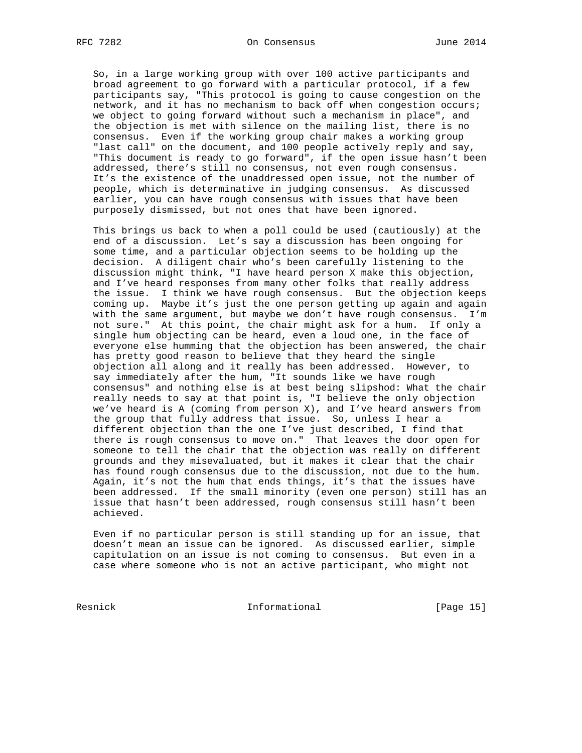So, in a large working group with over 100 active participants and broad agreement to go forward with a particular protocol, if a few participants say, "This protocol is going to cause congestion on the network, and it has no mechanism to back off when congestion occurs; we object to going forward without such a mechanism in place", and the objection is met with silence on the mailing list, there is no consensus. Even if the working group chair makes a working group "last call" on the document, and 100 people actively reply and say, "This document is ready to go forward", if the open issue hasn't been addressed, there's still no consensus, not even rough consensus. It's the existence of the unaddressed open issue, not the number of people, which is determinative in judging consensus. As discussed earlier, you can have rough consensus with issues that have been purposely dismissed, but not ones that have been ignored.

This brings us back to when a poll could be used (cautiously) at the end of a discussion. Let's say a discussion has been ongoing for some time, and a particular objection seems to be holding up the decision. A diligent chair who's been carefully listening to the discussion might think, "I have heard person X make this objection, and I've heard responses from many other folks that really address the issue. I think we have rough consensus. But the objection keeps coming up. Maybe it's just the one person getting up again and again with the same argument, but maybe we don't have rough consensus. I'm not sure." At this point, the chair might ask for a hum. If only a single hum objecting can be heard, even a loud one, in the face of everyone else humming that the objection has been answered, the chair has pretty good reason to believe that they heard the single objection all along and it really has been addressed. However, to say immediately after the hum, "It sounds like we have rough consensus" and nothing else is at best being slipshod: What the chair really needs to say at that point is, "I believe the only objection we've heard is A (coming from person X), and I've heard answers from the group that fully address that issue. So, unless I hear a different objection than the one I've just described, I find that there is rough consensus to move on." That leaves the door open for someone to tell the chair that the objection was really on different grounds and they misevaluated, but it makes it clear that the chair has found rough consensus due to the discussion, not due to the hum. Again, it's not the hum that ends things, it's that the issues have been addressed. If the small minority (even one person) still has an issue that hasn't been addressed, rough consensus still hasn't been achieved.

Even if no particular person is still standing up for an issue, that doesn't mean an issue can be ignored. As discussed earlier, simple capitulation on an issue is not coming to consensus. But even in a case where someone who is not an active participant, who might not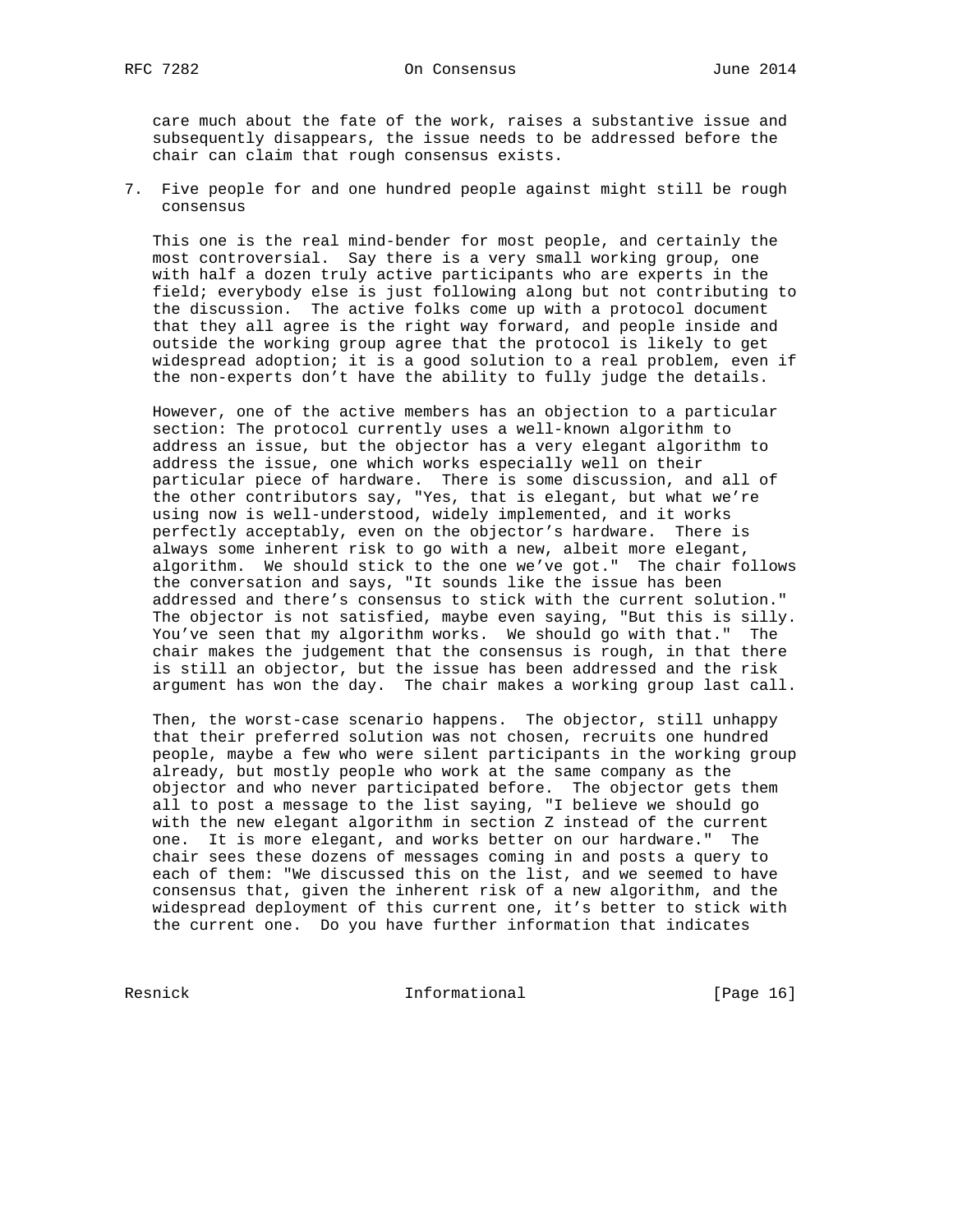care much about the fate of the work, raises a substantive issue and subsequently disappears, the issue needs to be addressed before the chair can claim that rough consensus exists.

## 7. Five people for and one hundred people against might still be rough consensus

This one is the real mind-bender for most people, and certainly the most controversial. Say there is a very small working group, one with half a dozen truly active participants who are experts in the field; everybody else is just following along but not contributing to the discussion. The active folks come up with a protocol document that they all agree is the right way forward, and people inside and outside the working group agree that the protocol is likely to get widespread adoption; it is a good solution to a real problem, even if the non-experts don't have the ability to fully judge the details.

However, one of the active members has an objection to a particular section: The protocol currently uses a well-known algorithm to address an issue, but the objector has a very elegant algorithm to address the issue, one which works especially well on their particular piece of hardware. There is some discussion, and all of the other contributors say, "Yes, that is elegant, but what we're using now is well-understood, widely implemented, and it works perfectly acceptably, even on the objector's hardware. There is always some inherent risk to go with a new, albeit more elegant, algorithm. We should stick to the one we've got." The chair follows the conversation and says, "It sounds like the issue has been addressed and there's consensus to stick with the current solution." The objector is not satisfied, maybe even saying, "But this is silly. You've seen that my algorithm works. We should go with that." The chair makes the judgement that the consensus is rough, in that there is still an objector, but the issue has been addressed and the risk argument has won the day. The chair makes a working group last call.

Then, the worst-case scenario happens. The objector, still unhappy that their preferred solution was not chosen, recruits one hundred people, maybe a few who were silent participants in the working group already, but mostly people who work at the same company as the objector and who never participated before. The objector gets them all to post a message to the list saying, "I believe we should go with the new elegant algorithm in section Z instead of the current one. It is more elegant, and works better on our hardware." The chair sees these dozens of messages coming in and posts a query to each of them: "We discussed this on the list, and we seemed to have consensus that, given the inherent risk of a new algorithm, and the widespread deployment of this current one, it's better to stick with the current one. Do you have further information that indicates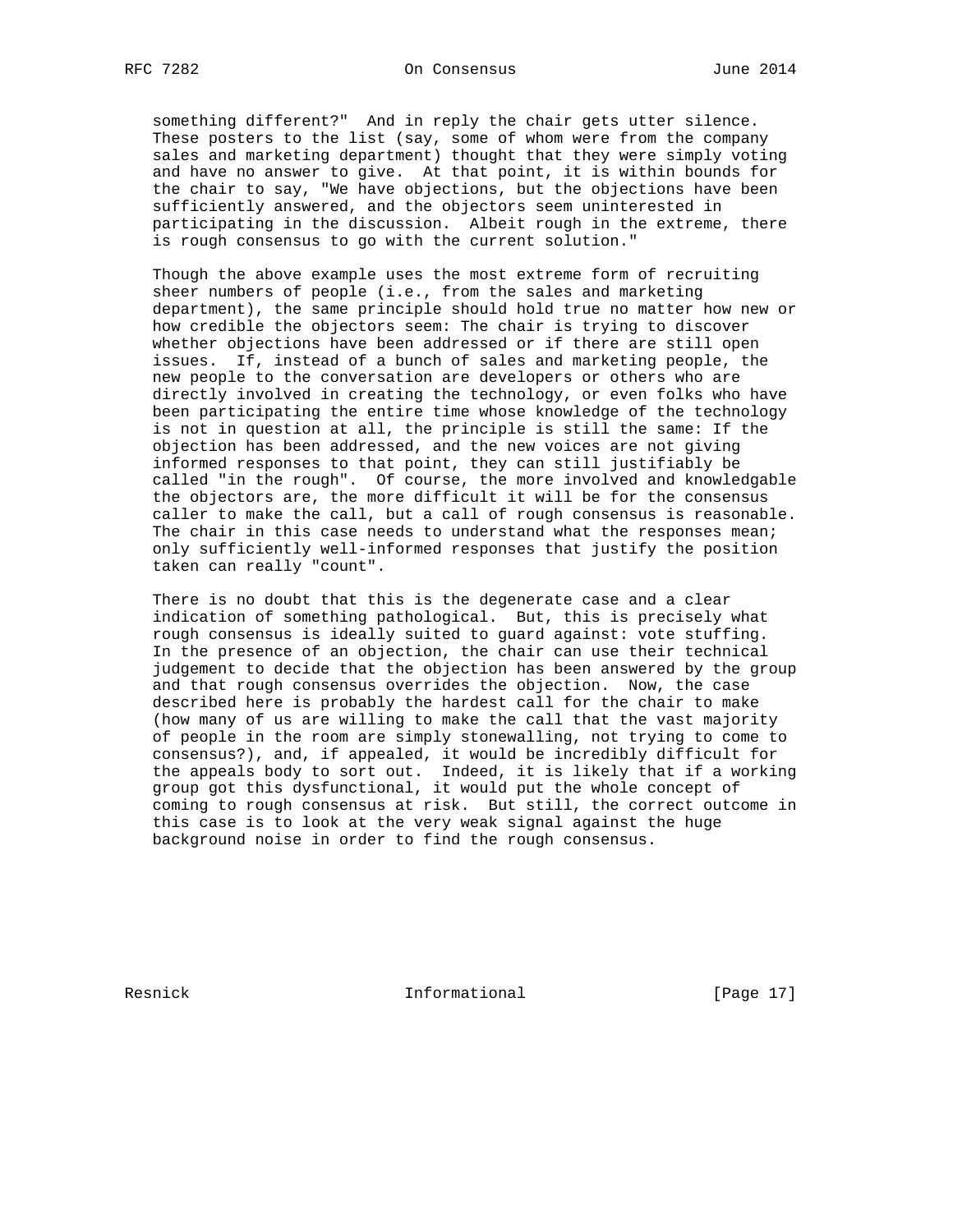something different?" And in reply the chair gets utter silence. These posters to the list (say, some of whom were from the company sales and marketing department) thought that they were simply voting and have no answer to give. At that point, it is within bounds for the chair to say, "We have objections, but the objections have been sufficiently answered, and the objectors seem uninterested in participating in the discussion. Albeit rough in the extreme, there is rough consensus to go with the current solution."

Though the above example uses the most extreme form of recruiting sheer numbers of people (i.e., from the sales and marketing department), the same principle should hold true no matter how new or how credible the objectors seem: The chair is trying to discover whether objections have been addressed or if there are still open issues. If, instead of a bunch of sales and marketing people, the new people to the conversation are developers or others who are directly involved in creating the technology, or even folks who have been participating the entire time whose knowledge of the technology is not in question at all, the principle is still the same: If the objection has been addressed, and the new voices are not giving informed responses to that point, they can still justifiably be called "in the rough". Of course, the more involved and knowledgable the objectors are, the more difficult it will be for the consensus caller to make the call, but a call of rough consensus is reasonable. The chair in this case needs to understand what the responses mean; only sufficiently well-informed responses that justify the position taken can really "count".

There is no doubt that this is the degenerate case and a clear indication of something pathological. But, this is precisely what rough consensus is ideally suited to guard against: vote stuffing. In the presence of an objection, the chair can use their technical judgement to decide that the objection has been answered by the group and that rough consensus overrides the objection. Now, the case described here is probably the hardest call for the chair to make (how many of us are willing to make the call that the vast majority of people in the room are simply stonewalling, not trying to come to consensus?), and, if appealed, it would be incredibly difficult for the appeals body to sort out. Indeed, it is likely that if a working group got this dysfunctional, it would put the whole concept of coming to rough consensus at risk. But still, the correct outcome in this case is to look at the very weak signal against the huge background noise in order to find the rough consensus.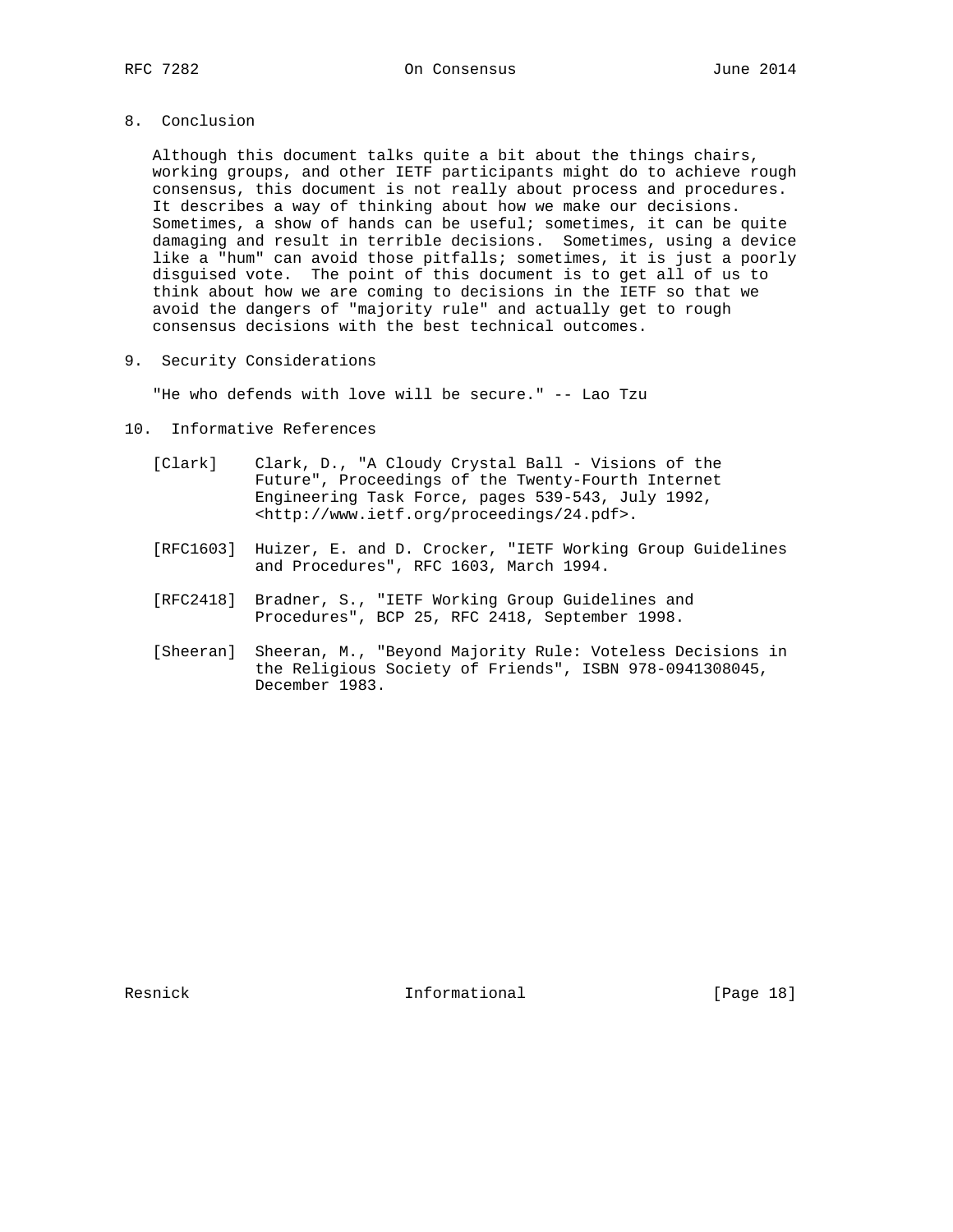## 8. Conclusion

Although this document talks quite a bit about the things chairs, working groups, and other IETF participants might do to achieve rough consensus, this document is not really about process and procedures. It describes a way of thinking about how we make our decisions. Sometimes, a show of hands can be useful; sometimes, it can be quite damaging and result in terrible decisions. Sometimes, using a device like a "hum" can avoid those pitfalls; sometimes, it is just a poorly disguised vote. The point of this document is to get all of us to think about how we are coming to decisions in the IETF so that we avoid the dangers of "majority rule" and actually get to rough consensus decisions with the best technical outcomes.

## 9. Security Considerations

"He who defends with love will be secure." -- Lao Tzu

## 10. Informative References

[Clark] Clark, D., "A Cloudy Crystal Ball - Visions of the Future", Proceedings of the Twenty-Fourth Internet Engineering Task Force, pages 539-543, July 1992, <http://www.ietf.org/proceedings/24.pdf>.

[RFC1603] Huizer, E. and D. Crocker, "IETF Working Group Guidelines and Procedures", RFC 1603, March 1994.

[RFC2418] Bradner, S., "IETF Working Group Guidelines and Procedures", BCP 25, RFC 2418, September 1998.

[Sheeran] Sheeran, M., "Beyond Majority Rule: Voteless Decisions in the Religious Society of Friends", ISBN 978-0941308045, December 1983.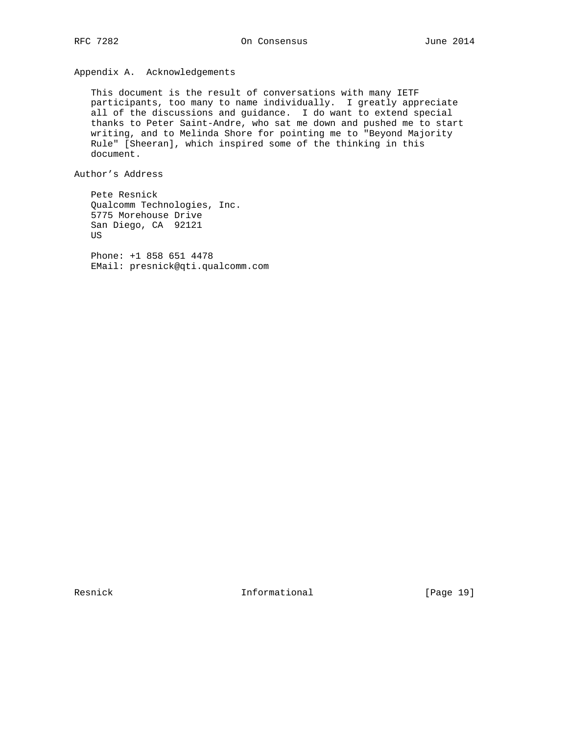## Appendix A. Acknowledgements

This document is the result of conversations with many IETF participants, too many to name individually. I greatly appreciate all of the discussions and guidance. I do want to extend special thanks to Peter Saint-Andre, who sat me down and pushed me to start writing, and to Melinda Shore for pointing me to "Beyond Majority Rule" [Sheeran], which inspired some of the thinking in this document.

## Author's Address

Pete Resnick
Qualcomm Technologies, Inc.
5775 Morehouse Drive
San Diego, CA 92121
US

Phone: +1 858 651 4478
EMail: presnick@qti.qualcomm.com